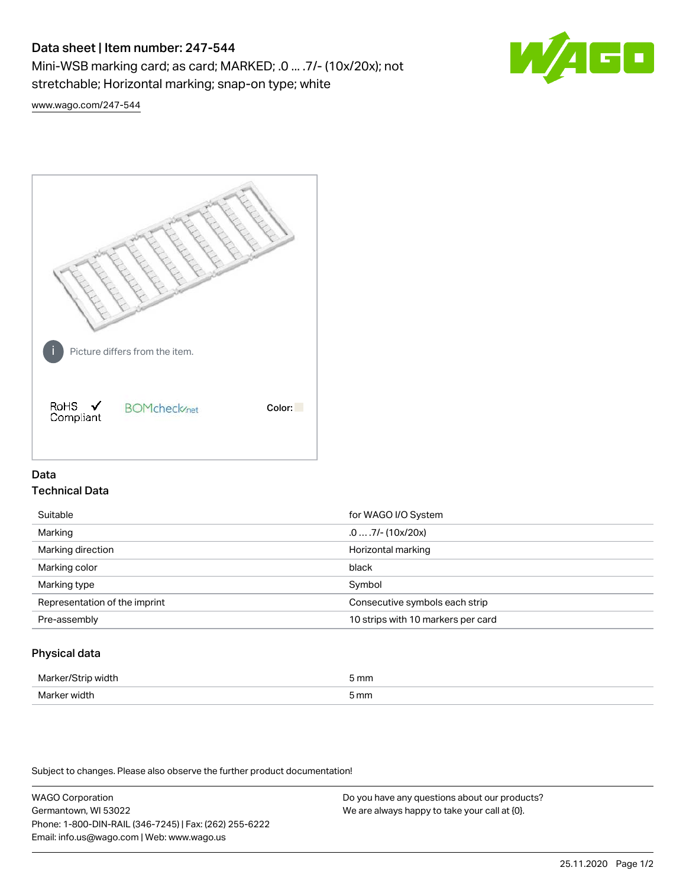# Data sheet | Item number: 247-544

Mini-WSB marking card; as card; MARKED; .0 ... .7/- (10x/20x); not stretchable; Horizontal marking; snap-on type; white

www.wago.com/247-544

Picture differs from the item.

RoHS ✓ Compliant

BOMcheck.net

Color:

## Data

### Technical Data

| | |
|---|---|
| Suitable | for WAGO I/O System |
| Marking | .0 … .7/- (10x/20x) |
| Marking direction | Horizontal marking |
| Marking color | black |
| Marking type | Symbol |
| Representation of the imprint | Consecutive symbols each strip |
| Pre-assembly | 10 strips with 10 markers per card |

### Physical data

| | |
|---|---|
| Marker/Strip width | 5 mm |
| Marker width | 5 mm |

Subject to changes. Please also observe the further product documentation!

WAGO Corporation
Germantown, WI 53022
Phone: 1-800-DIN-RAIL (346-7245) | Fax: (262) 255-6222
Email: info.us@wago.com | Web: www.wago.us

Do you have any questions about our products?
We are always happy to take your call at {0}.

25.11.2020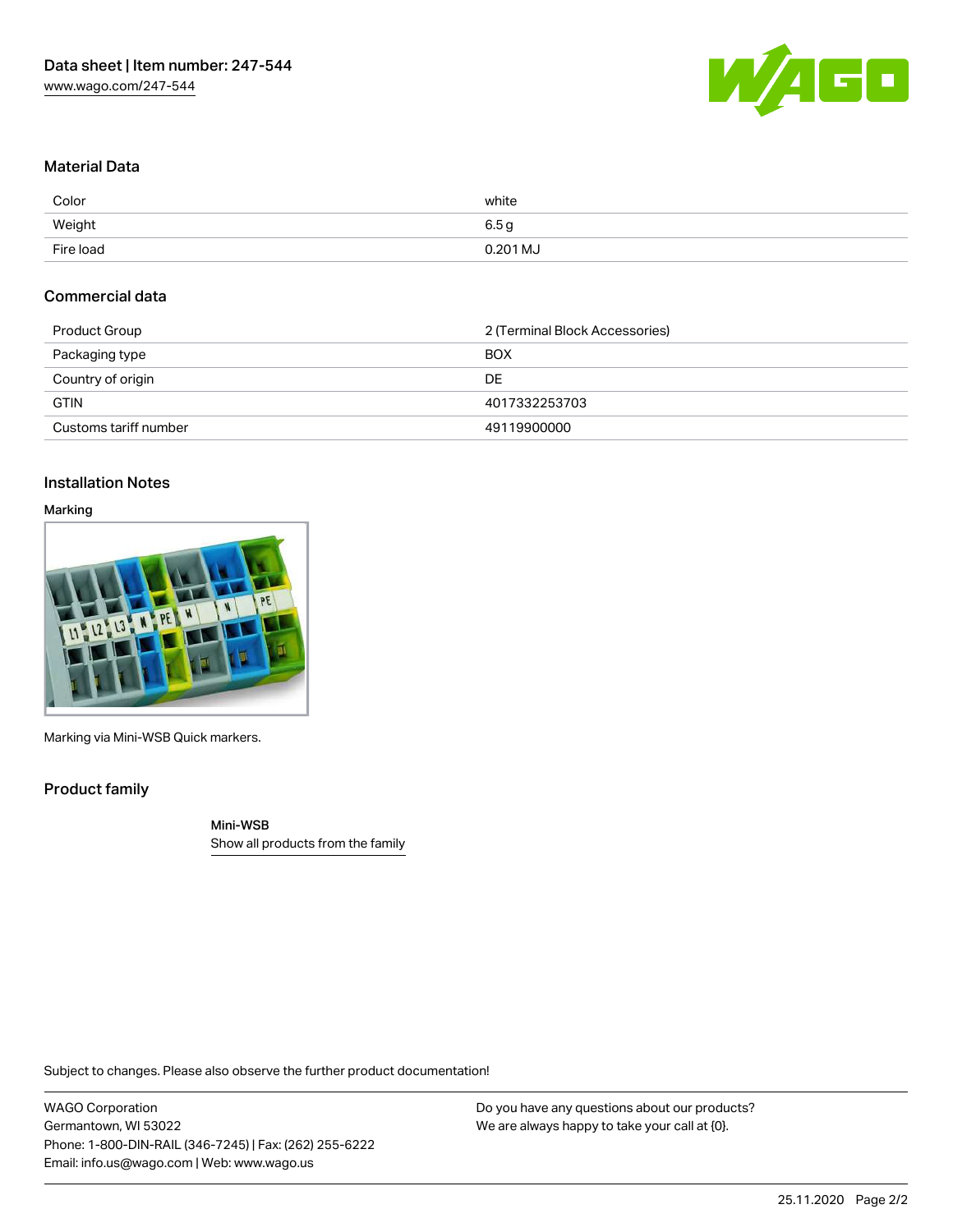## Material Data

| | |
|---|---|
| Color | white |
| Weight | 6.5 g |
| Fire load | 0.201 MJ |

## Commercial data

| | |
|---|---|
| Product Group | 2 (Terminal Block Accessories) |
| Packaging type | BOX |
| Country of origin | DE |
| GTIN | 4017332253703 |
| Customs tariff number | 49119900000 |

## Installation Notes

### Marking

Marking via Mini-WSB Quick markers.

## Product family

Mini-WSB
Show all products from the family

Subject to changes. Please also observe the further product documentation!

WAGO Corporation
Germantown, WI 53022
Phone: 1-800-DIN-RAIL (346-7245) | Fax: (262) 255-6222
Email: info.us@wago.com | Web: www.wago.us

Do you have any questions about our products?
We are always happy to take your call at {0}.